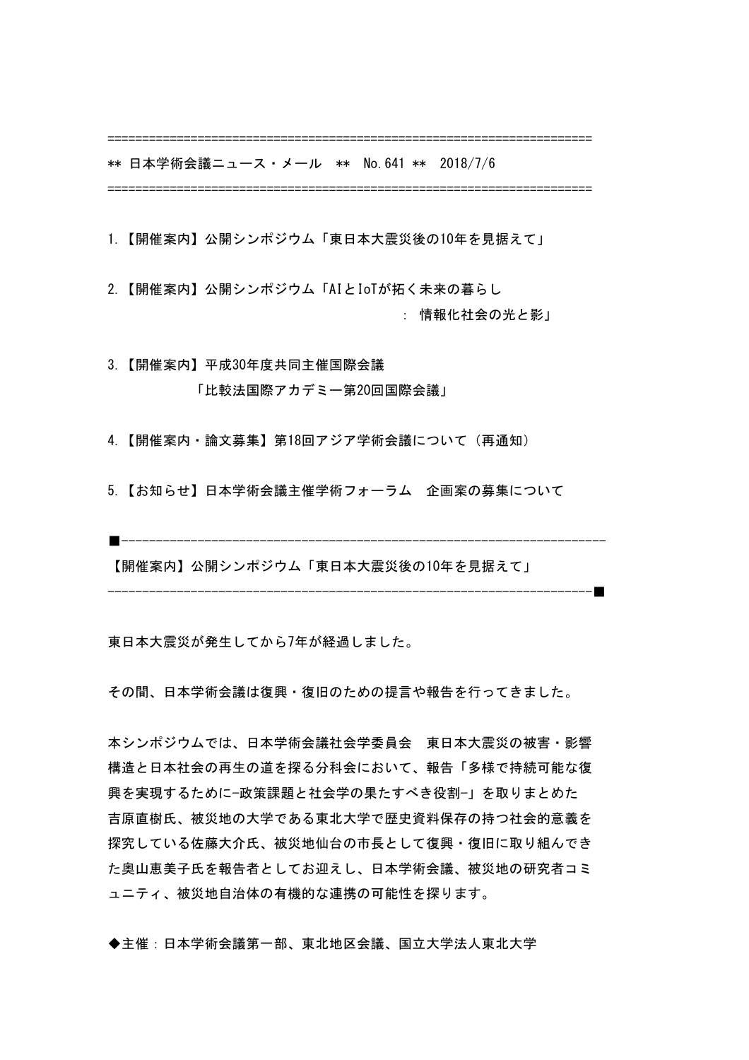==================================================================

** 日本学術会議ニュース・メール ** No.641 ** 2018/7/6

==================================================================

1.【開催案内】公開シンポジウム「東日本大震災後の10年を見据えて」

2.【開催案内】公開シンポジウム「AIとIoTが拓く未来の暮らし
: 情報化社会の光と影」

3.【開催案内】平成30年度共同主催国際会議
「比較法国際アカデミー第20回国際会議」

4.【開催案内・論文募集】第18回アジア学術会議について（再通知）

5.【お知らせ】日本学術会議主催学術フォーラム　企画案の募集について

■--------------------------------------------------------------------

【開催案内】公開シンポジウム「東日本大震災後の10年を見据えて」

--------------------------------------------------------------------■

東日本大震災が発生してから7年が経過しました。

その間、日本学術会議は復興・復旧のための提言や報告を行ってきました。

本シンポジウムでは、日本学術会議社会学委員会　東日本大震災の被害・影響構造と日本社会の再生の道を探る分科会において、報告「多様で持続可能な復興を実現するために-政策課題と社会学の果たすべき役割-」を取りまとめた吉原直樹氏、被災地の大学である東北大学で歴史資料保存の持つ社会的意義を探究している佐藤大介氏、被災地仙台の市長として復興・復旧に取り組んできた奥山恵美子氏を報告者としてお迎えし、日本学術会議、被災地の研究者コミュニティ、被災地自治体の有機的な連携の可能性を探ります。

◆主催：日本学術会議第一部、東北地区会議、国立大学法人東北大学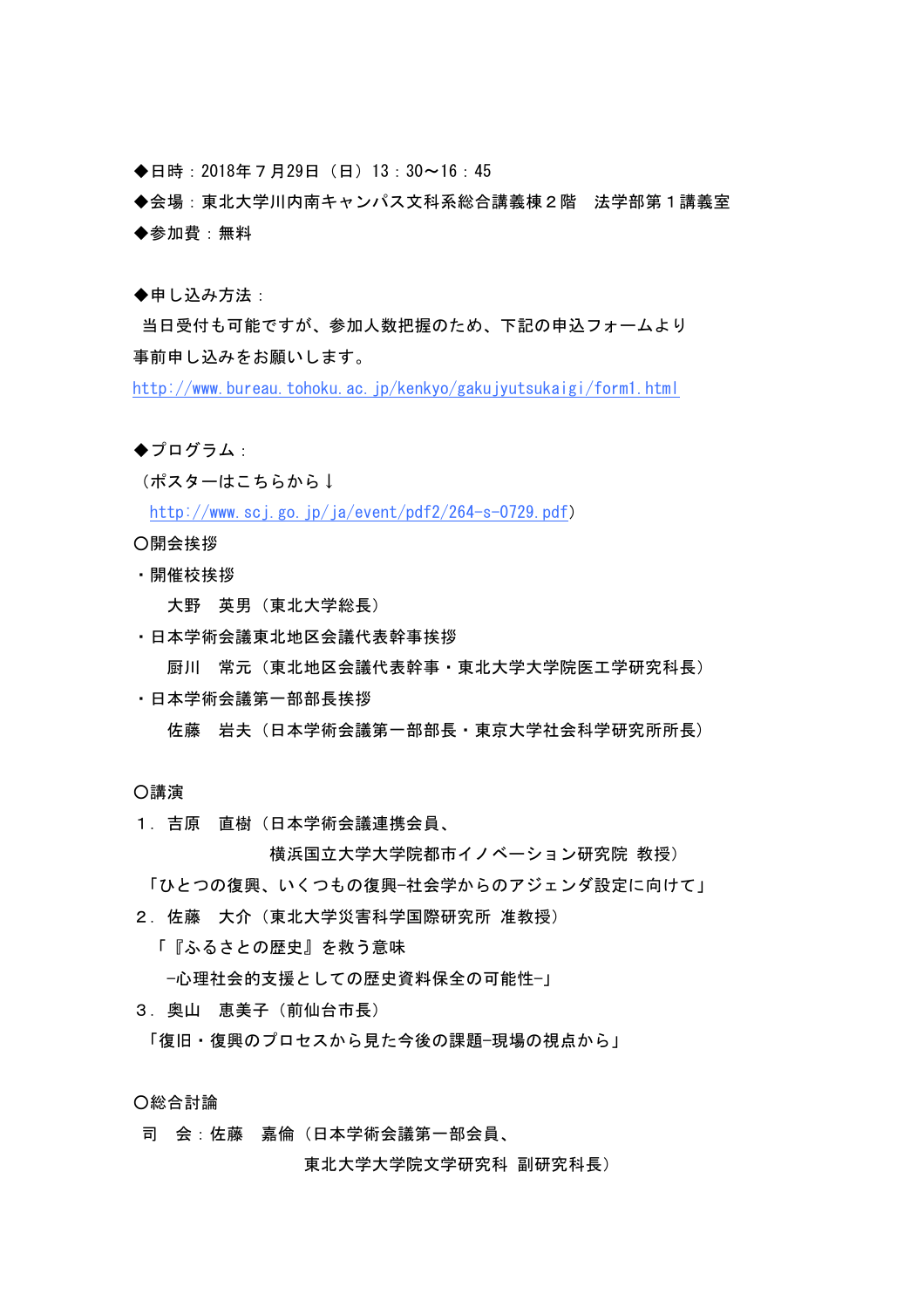◆日時：2018年７月29日（日）13：30～16：45

◆会場：東北大学川内南キャンパス文科系総合講義棟２階　法学部第１講義室

◆参加費：無料

◆申し込み方法：

当日受付も可能ですが、参加人数把握のため、下記の申込フォームより事前申し込みをお願いします。

http://www.bureau.tohoku.ac.jp/kenkyo/gakujyutsukaigi/form1.html

◆プログラム：

（ポスターはこちらから↓

http://www.scj.go.jp/ja/event/pdf2/264-s-0729.pdf）

〇開会挨拶

・開催校挨拶

大野　英男（東北大学総長）

・日本学術会議東北地区会議代表幹事挨拶

厨川　常元（東北地区会議代表幹事・東北大学大学院医工学研究科長）

・日本学術会議第一部部長挨拶

佐藤　岩夫（日本学術会議第一部長・東京大学社会科学研究所所長）

〇講演

１．吉原　直樹（日本学術会議連携会員、横浜国立大学大学院都市イノベーション研究院 教授）

「ひとつの復興、いくつもの復興-社会学からのアジェンダ設定に向けて」

２．佐藤　大介（東北大学災害科学国際研究所 准教授）

「『ふるさとの歴史』を救う意味 -心理社会的支援としての歴史資料保全の可能性-」

３．奥山　恵美子（前仙台市長）

「復旧・復興のプロセスから見た今後の課題-現場の視点から」

〇総合討論

司　会：佐藤　嘉倫（日本学術会議第一部会員、東北大学大学院文学研究科 副研究科長）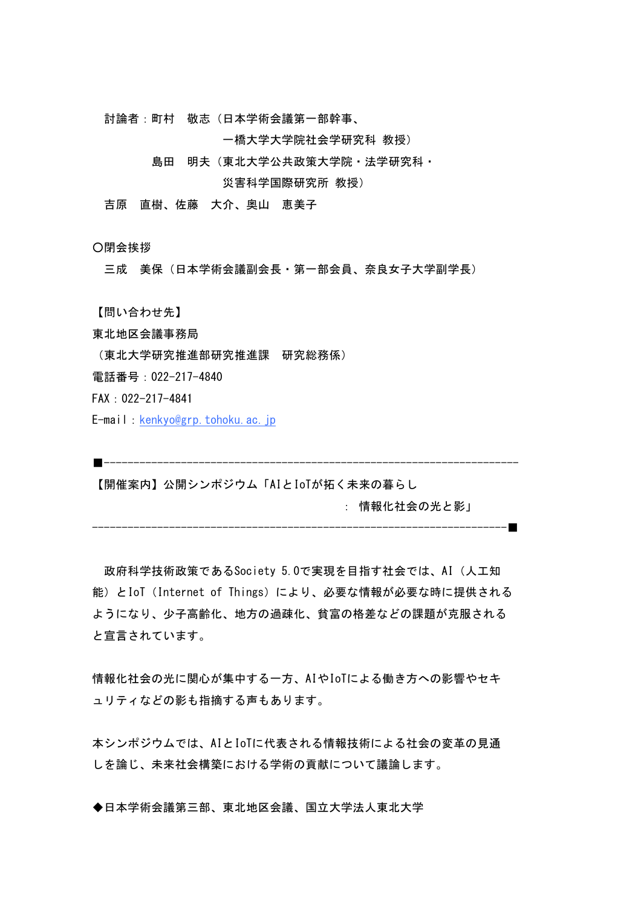討論者：町村　敬志（日本学術会議第一部幹事、
　　　　　　　　　一橋大学大学院社会学研究科 教授）
　　　　島田　明夫（東北大学公共政策大学院・法学研究科・
　　　　　　　　　災害科学国際研究所 教授）

吉原　直樹、佐藤　大介、奥山　恵美子

〇閉会挨拶

三成　美保（日本学術会議副会長・第一部会員、奈良女子大学副学長）

【問い合わせ先】

東北地区会議事務局

（東北大学研究推進部研究推進課　研究総務係）

電話番号：022-217-4840

FAX：022-217-4841

E-mail：kenkyo@grp.tohoku.ac.jp

■---------------------------------------------------------------------

【開催案内】公開シンポジウム「AIとIoTが拓く未来の暮らし
　　　　　　　　　　　　　　　　　　　　：　情報化社会の光と影」

---------------------------------------------------------------------■

政府科学技術政策であるSociety 5.0で実現を目指す社会では、AI（人工知能）とIoT（Internet of Things）により、必要な情報が必要な時に提供されるようになり、少子高齢化、地方の過疎化、貧富の格差などの課題が克服されると宣言されています。

情報化社会の光に関心が集中する一方、AIやIoTによる働き方への影響やセキュリティなどの影も指摘する声もあります。

本シンポジウムでは、AIとIoTに代表される情報技術による社会の変革の見通しを論じ、未来社会構築における学術の貢献について議論します。

◆日本学術会議第三部、東北地区会議、国立大学法人東北大学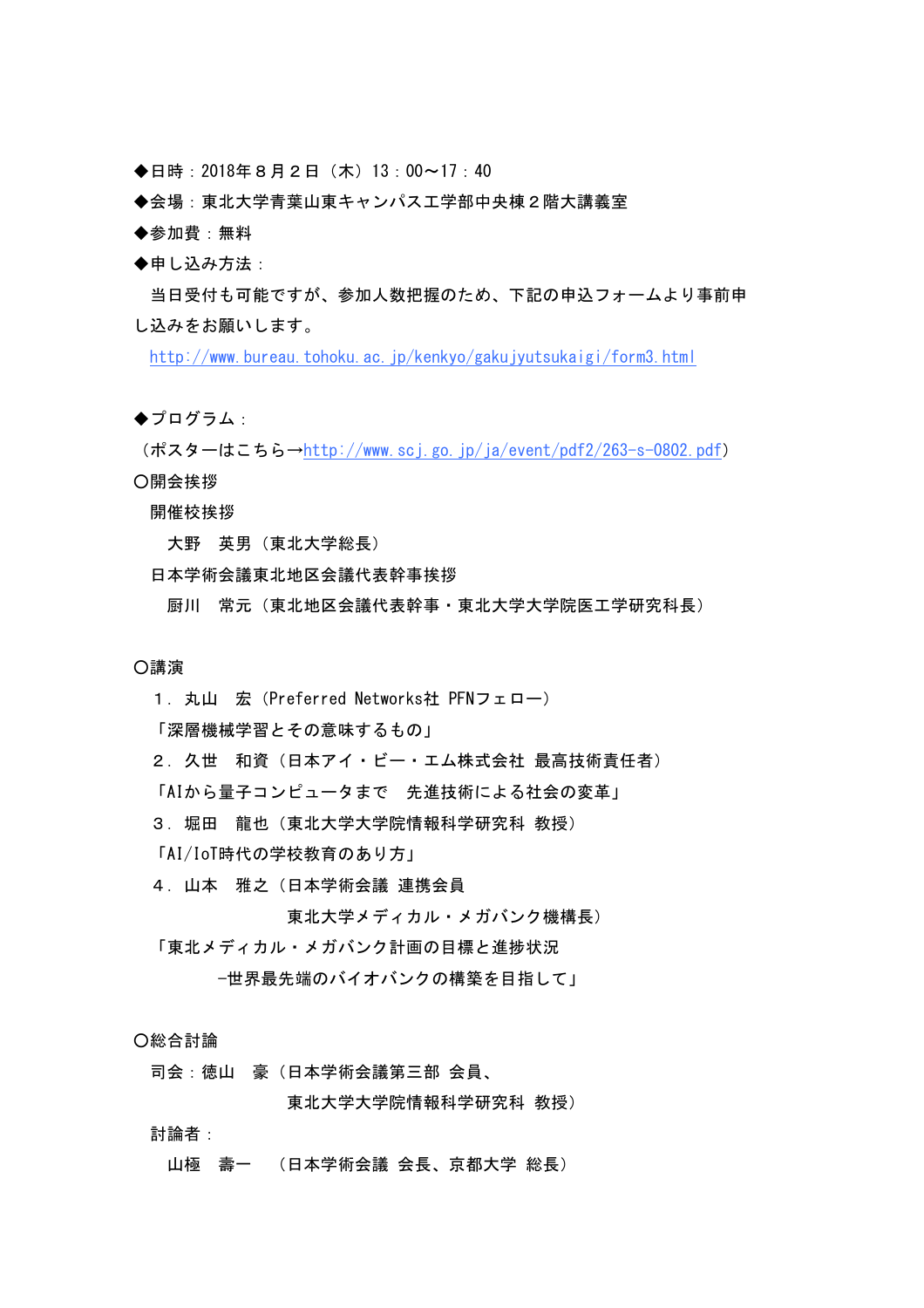◆日時：2018年８月２日（木）13：00～17：40

◆会場：東北大学青葉山東キャンパス工学部中央棟２階大講義室

◆参加費：無料

◆申し込み方法：

当日受付も可能ですが、参加人数把握のため、下記の申込フォームより事前申し込みをお願いします。

http://www.bureau.tohoku.ac.jp/kenkyo/gakujyutsukaigi/form3.html

◆プログラム：

（ポスターはこちら→http://www.scj.go.jp/ja/event/pdf2/263-s-0802.pdf）

〇開会挨拶

開催校挨拶

大野　英男（東北大学総長）

日本学術会議東北地区会議代表幹事挨拶

厨川　常元（東北地区会議代表幹事・東北大学大学院医工学研究科長）

〇講演

１．丸山　宏（Preferred Networks社 PFNフェロー）

「深層機械学習とその意味するもの」

２．久世　和資（日本アイ・ビー・エム株式会社 最高技術責任者）

「AIから量子コンピュータまで　先進技術による社会の変革」

３．堀田　龍也（東北大学大学院情報科学研究科 教授）

「AI/IoT時代の学校教育のあり方」

４．山本　雅之（日本学術会議 連携会員

東北大学メディカル・メガバンク機構長）

「東北メディカル・メガバンク計画の目標と進捗状況

-世界最先端のバイオバンクの構築を目指して」

〇総合討論

司会：徳山　豪（日本学術会議第三部 会員、

東北大学大学院情報科学研究科 教授）

討論者：

山極　壽一　（日本学術会議 会長、京都大学 総長）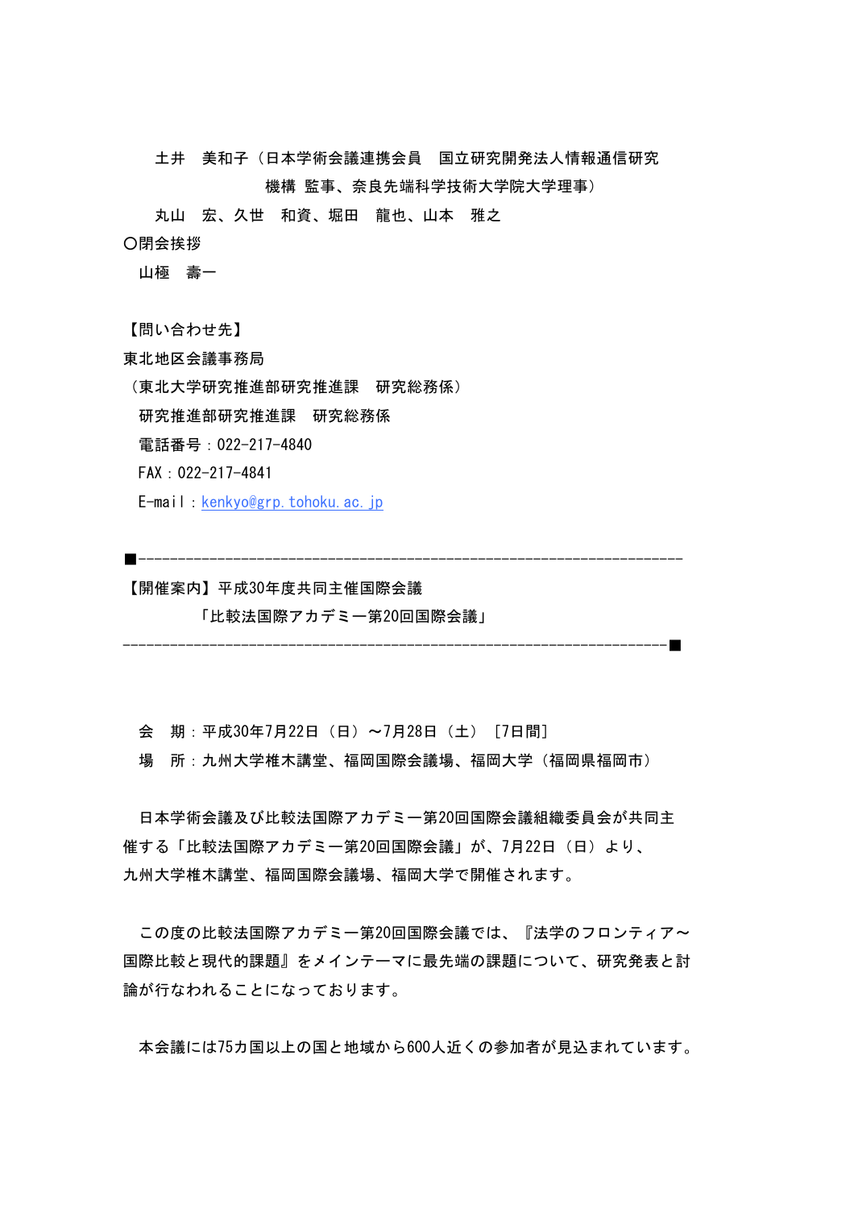土井　美和子（日本学術会議連携会員　国立研究開発法人情報通信研究機構 監事、奈良先端科学技術大学院大学理事）

丸山　宏、久世　和資、堀田　龍也、山本　雅之

〇閉会挨拶

山極　壽一

【問い合わせ先】

東北地区会議事務局

（東北大学研究推進部研究推進課　研究総務係）

研究推進部研究推進課　研究総務係

電話番号：022-217-4840

FAX：022-217-4841

E-mail：kenkyo@grp.tohoku.ac.jp

■----------------------------------------------------------------------

【開催案内】平成30年度共同主催国際会議

「比較法国際アカデミー第20回国際会議」

----------------------------------------------------------------------■

会　期：平成30年7月22日（日）～7月28日（土）［7日間］

場　所：九州大学椎木講堂、福岡国際会議場、福岡大学（福岡県福岡市）

日本学術会議及び比較法国際アカデミー第20回国際会議組織委員会が共同主催する「比較法国際アカデミー第20回国際会議」が、7月22日（日）より、九州大学椎木講堂、福岡国際会議場、福岡大学で開催されます。

この度の比較法国際アカデミー第20回国際会議では、『法学のフロンティア～国際比較と現代的課題』をメインテーマに最先端の課題について、研究発表と討論が行なわれることになっております。

本会議には75カ国以上の国と地域から600人近くの参加者が見込まれています。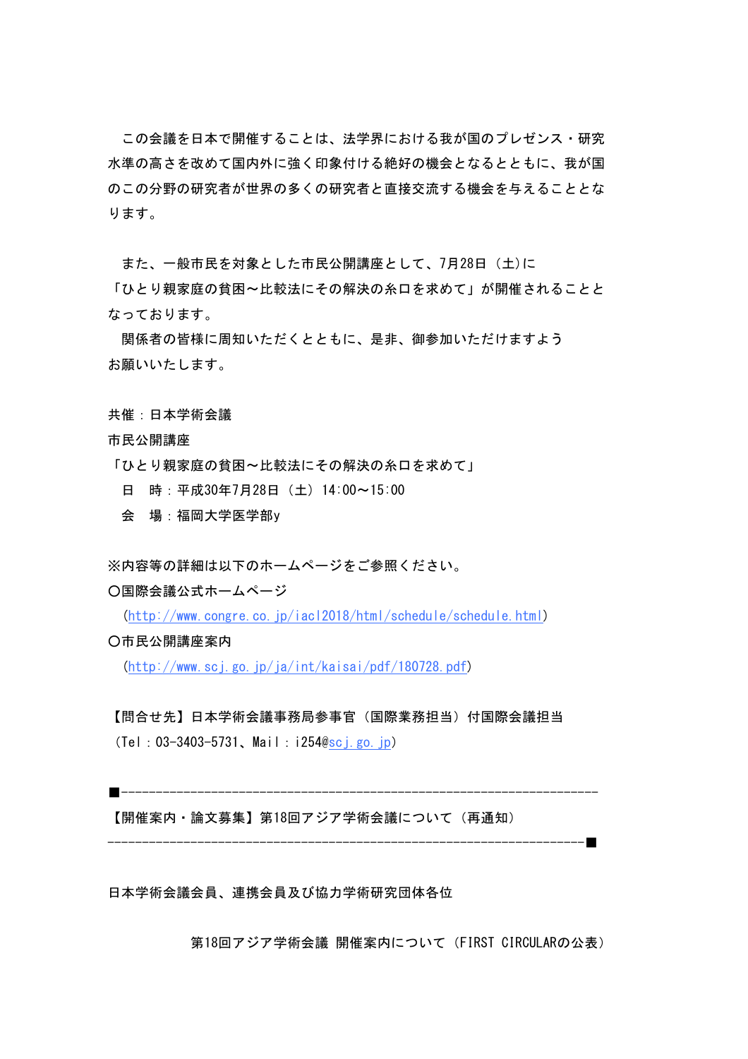この会議を日本で開催することは、法学界における我が国のプレゼンス・研究水準の高さを改めて国内外に強く印象付ける絶好の機会となるとともに、我が国のこの分野の研究者が世界の多くの研究者と直接交流する機会を与えることとなります。

また、一般市民を対象とした市民公開講座として、7月28日（土)に「ひとり親家庭の貧困～比較法にその解決の糸口を求めて」が開催されることとなっております。

関係者の皆様に周知いただくとともに、是非、御参加いただけますようお願いいたします。

共催：日本学術会議
市民公開講座
「ひとり親家庭の貧困～比較法にその解決の糸口を求めて」
　日　時：平成30年7月28日（土）14:00～15:00
　会　場：福岡大学医学部y

※内容等の詳細は以下のホームページをご参照ください。
○国際会議公式ホームページ
　(http://www.congre.co.jp/iacl2018/html/schedule/schedule.html)
○市民公開講座案内
　(http://www.scj.go.jp/ja/int/kaisai/pdf/180728.pdf)

【問合せ先】日本学術会議事務局参事官（国際業務担当）付国際会議担当
（Tel：03-3403-5731、Mail：i254@scj.go.jp)

■---------------------------------------------------------------------
【開催案内・論文募集】第18回アジア学術会議について（再通知）
---------------------------------------------------------------------■

日本学術会議会員、連携会員及び協力学術研究団体各位

第18回アジア学術会議 開催案内について（FIRST CIRCULARの公表）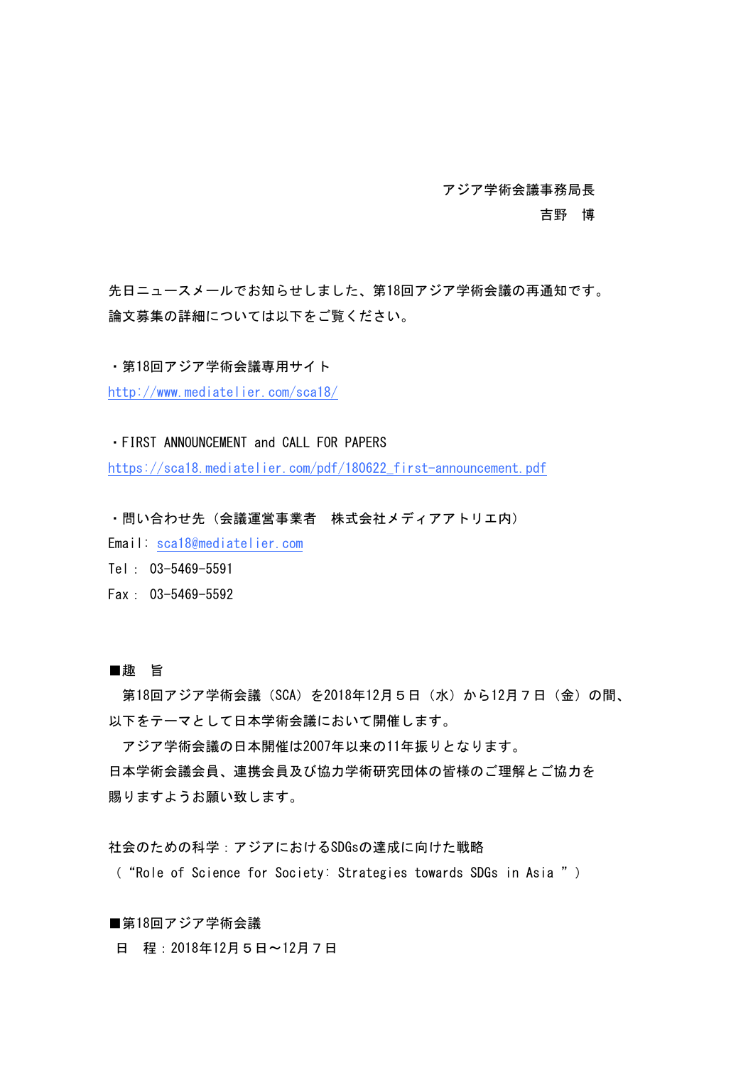アジア学術会議事務局長

吉野　博

先日ニュースメールでお知らせしました、第18回アジア学術会議の再通知です。
論文募集の詳細については以下をご覧ください。

・第18回アジア学術会議専用サイト
http://www.mediatelier.com/sca18/

・FIRST ANNOUNCEMENT and CALL FOR PAPERS
https://sca18.mediatelier.com/pdf/180622_first-announcement.pdf

・問い合わせ先（会議運営事業者　株式会社メディアアトリエ内）
Email: sca18@mediatelier.com
Tel： 03-5469-5591
Fax： 03-5469-5592

■趣　旨

第18回アジア学術会議（SCA）を2018年12月５日（水）から12月７日（金）の間、以下をテーマとして日本学術会議において開催します。

アジア学術会議の日本開催は2007年以来の11年振りとなります。
日本学術会議会員、連携会員及び協力学術研究団体の皆様のご理解とご協力を賜りますようお願い致します。

社会のための科学：アジアにおけるSDGsの達成に向けた戦略
（“Role of Science for Society: Strategies towards SDGs in Asia ”）

■第18回アジア学術会議

日　程：2018年12月５日～12月７日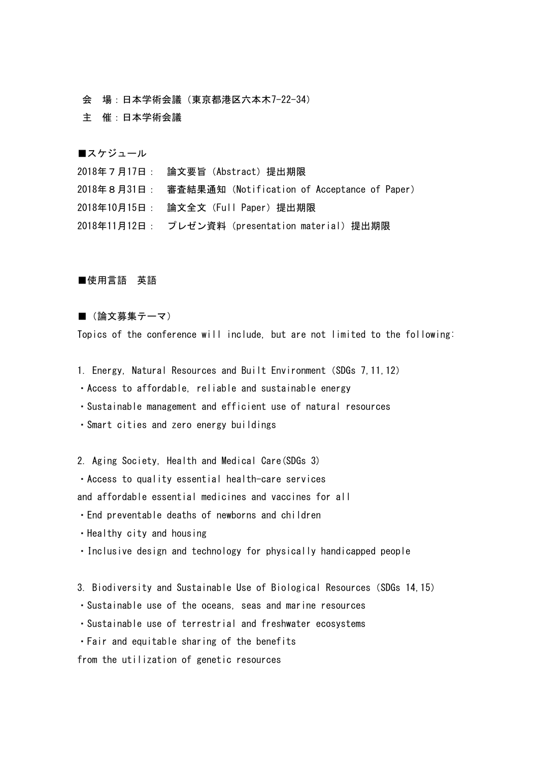会　場：日本学術会議（東京都港区六本木7-22-34）

主　催：日本学術会議

■スケジュール

2018年７月17日：　論文要旨（Abstract）提出期限

2018年８月31日：　審査結果通知（Notification of Acceptance of Paper）

2018年10月15日：　論文全文（Full Paper）提出期限

2018年11月12日：　プレゼン資料（presentation material）提出期限

■使用言語　英語

■（論文募集テーマ）

Topics of the conference will include, but are not limited to the following:

1. Energy, Natural Resources and Built Environment（SDGs 7,11,12）

・Access to affordable, reliable and sustainable energy

・Sustainable management and efficient use of natural resources

・Smart cities and zero energy buildings

2. Aging Society, Health and Medical Care(SDGs 3)

・Access to quality essential health-care services
and affordable essential medicines and vaccines for all

・End preventable deaths of newborns and children

・Healthy city and housing

・Inclusive design and technology for physically handicapped people

3. Biodiversity and Sustainable Use of Biological Resources（SDGs 14,15）

・Sustainable use of the oceans, seas and marine resources

・Sustainable use of terrestrial and freshwater ecosystems

・Fair and equitable sharing of the benefits
from the utilization of genetic resources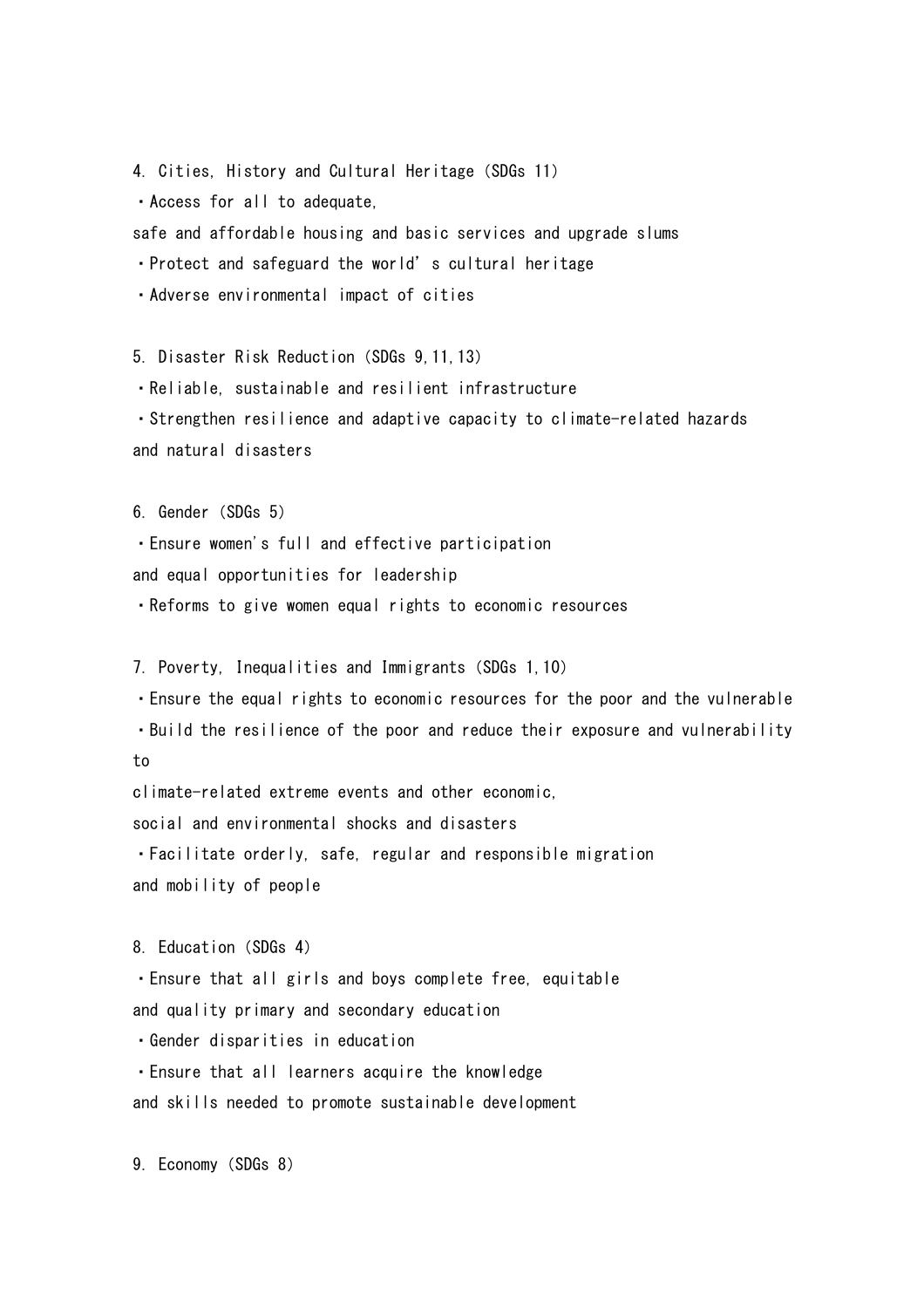4. Cities, History and Cultural Heritage (SDGs 11)

・Access for all to adequate,
safe and affordable housing and basic services and upgrade slums

・Protect and safeguard the world's cultural heritage

・Adverse environmental impact of cities

5. Disaster Risk Reduction (SDGs 9,11,13)

・Reliable, sustainable and resilient infrastructure

・Strengthen resilience and adaptive capacity to climate-related hazards
and natural disasters

6. Gender (SDGs 5)

・Ensure women's full and effective participation
and equal opportunities for leadership

・Reforms to give women equal rights to economic resources

7. Poverty, Inequalities and Immigrants (SDGs 1,10)

・Ensure the equal rights to economic resources for the poor and the vulnerable

・Build the resilience of the poor and reduce their exposure and vulnerability to
climate-related extreme events and other economic,
social and environmental shocks and disasters

・Facilitate orderly, safe, regular and responsible migration
and mobility of people

8. Education (SDGs 4)

・Ensure that all girls and boys complete free, equitable
and quality primary and secondary education

・Gender disparities in education

・Ensure that all learners acquire the knowledge
and skills needed to promote sustainable development

9. Economy (SDGs 8)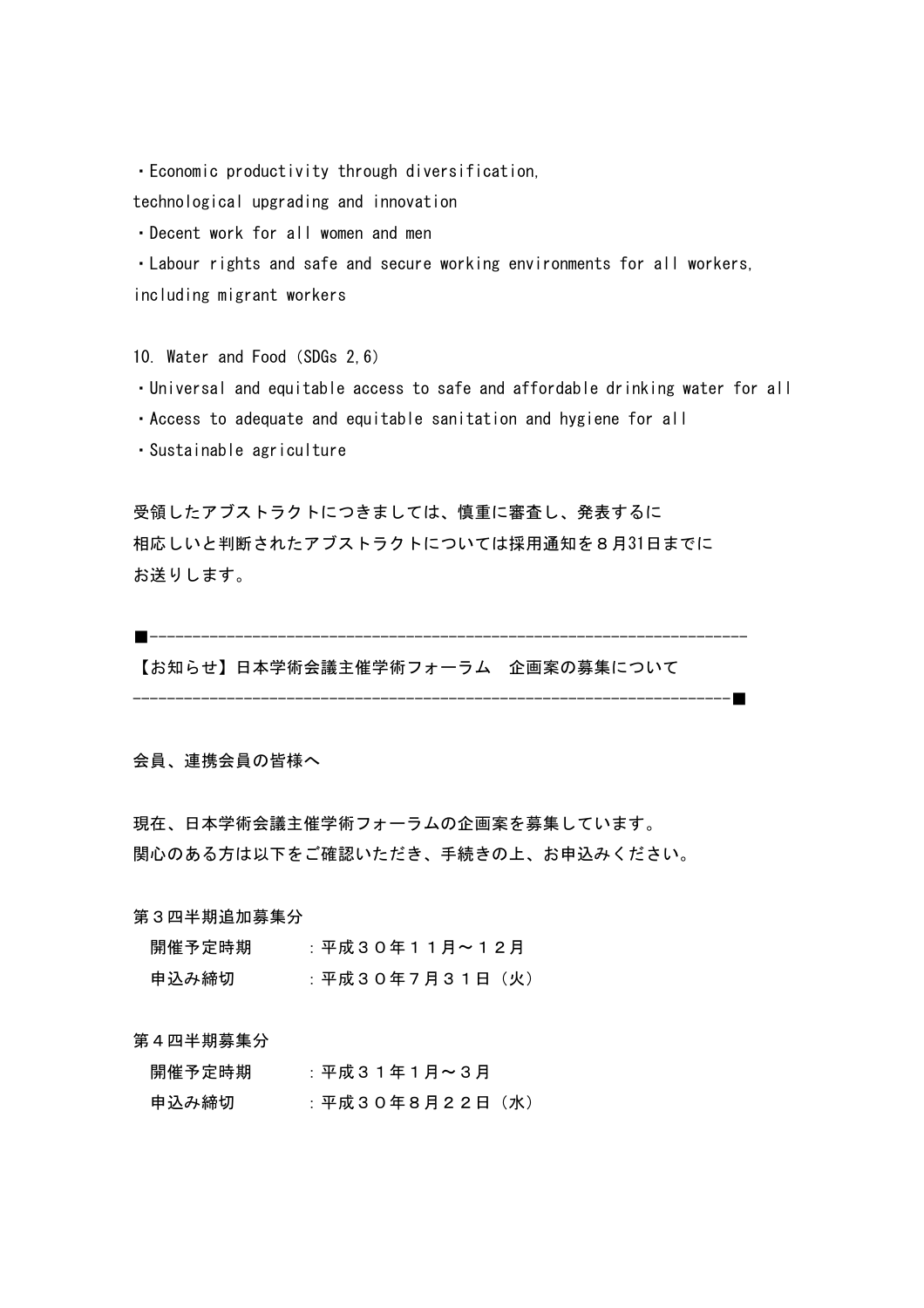・Economic productivity through diversification,
technological upgrading and innovation
・Decent work for all women and men
・Labour rights and safe and secure working environments for all workers,
including migrant workers

10. Water and Food（SDGs 2,6）
・Universal and equitable access to safe and affordable drinking water for all
・Access to adequate and equitable sanitation and hygiene for all
・Sustainable agriculture

受領したアブストラクトにつきましては、慎重に審査し、発表するに
相応しいと判断されたアブストラクトについては採用通知を８月31日までに
お送りします。

■---------------------------------------------------------------------
【お知らせ】日本学術会議主催学術フォーラム　企画案の募集について
---------------------------------------------------------------------■

会員、連携会員の皆様へ

現在、日本学術会議主催学術フォーラムの企画案を募集しています。
関心のある方は以下をご確認いただき、手続きの上、お申込みください。

第３四半期追加募集分
　開催予定時期　　　：平成３０年１１月～１２月
　申込み締切　　　　：平成３０年７月３１日（火）

第４四半期募集分
　開催予定時期　　　：平成３１年１月～３月
　申込み締切　　　　：平成３０年８月２２日（水）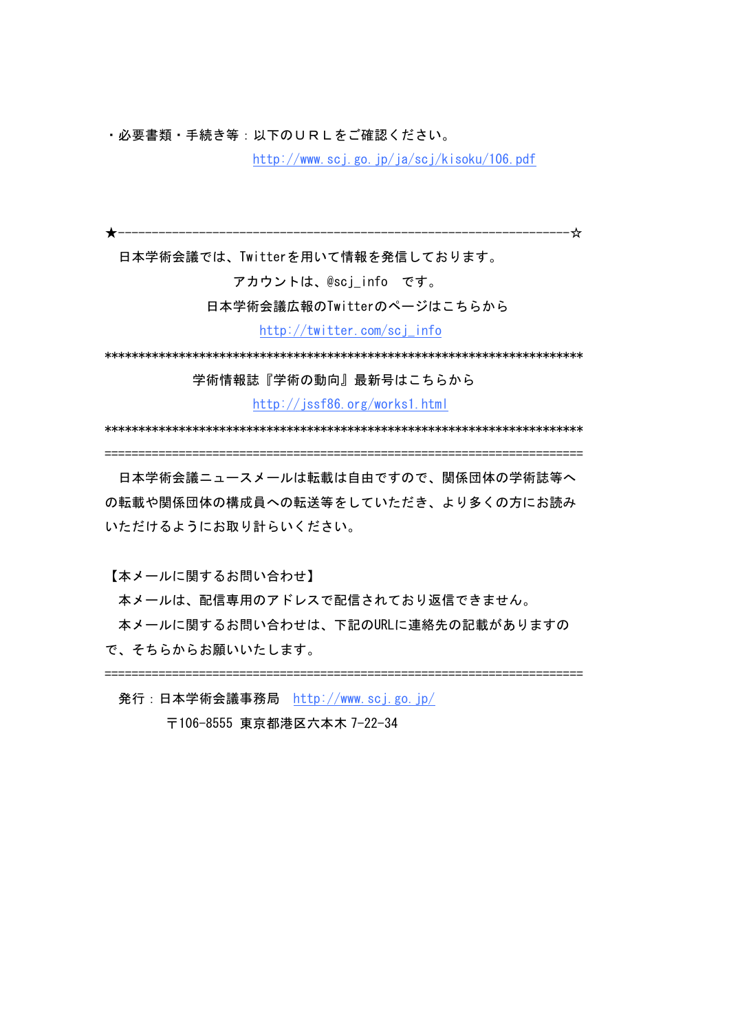・必要書類・手続き等：以下のＵＲＬをご確認ください。

http://www.scj.go.jp/ja/scj/kisoku/106.pdf

★--------------------------------------------------------------------☆

日本学術会議では、Twitterを用いて情報を発信しております。

アカウントは、@scj_info　です。

日本学術会議広報のTwitterのページはこちらから

http://twitter.com/scj_info

**********************************************************************

学術情報誌『学術の動向』最新号はこちらから

http://jssf86.org/works1.html

**********************************************************************

======================================================================

日本学術会議ニュースメールは転載は自由ですので、関係団体の学術誌等への転載や関係団体の構成員への転送等をしていただき、より多くの方にお読みいただけるようにお取り計らいください。

【本メールに関するお問い合わせ】

本メールは、配信専用のアドレスで配信されており返信できません。

本メールに関するお問い合わせは、下記のURLに連絡先の記載がありますので、そちらからお願いいたします。

======================================================================

発行：日本学術会議事務局　http://www.scj.go.jp/

〒106-8555 東京都港区六本木 7-22-34